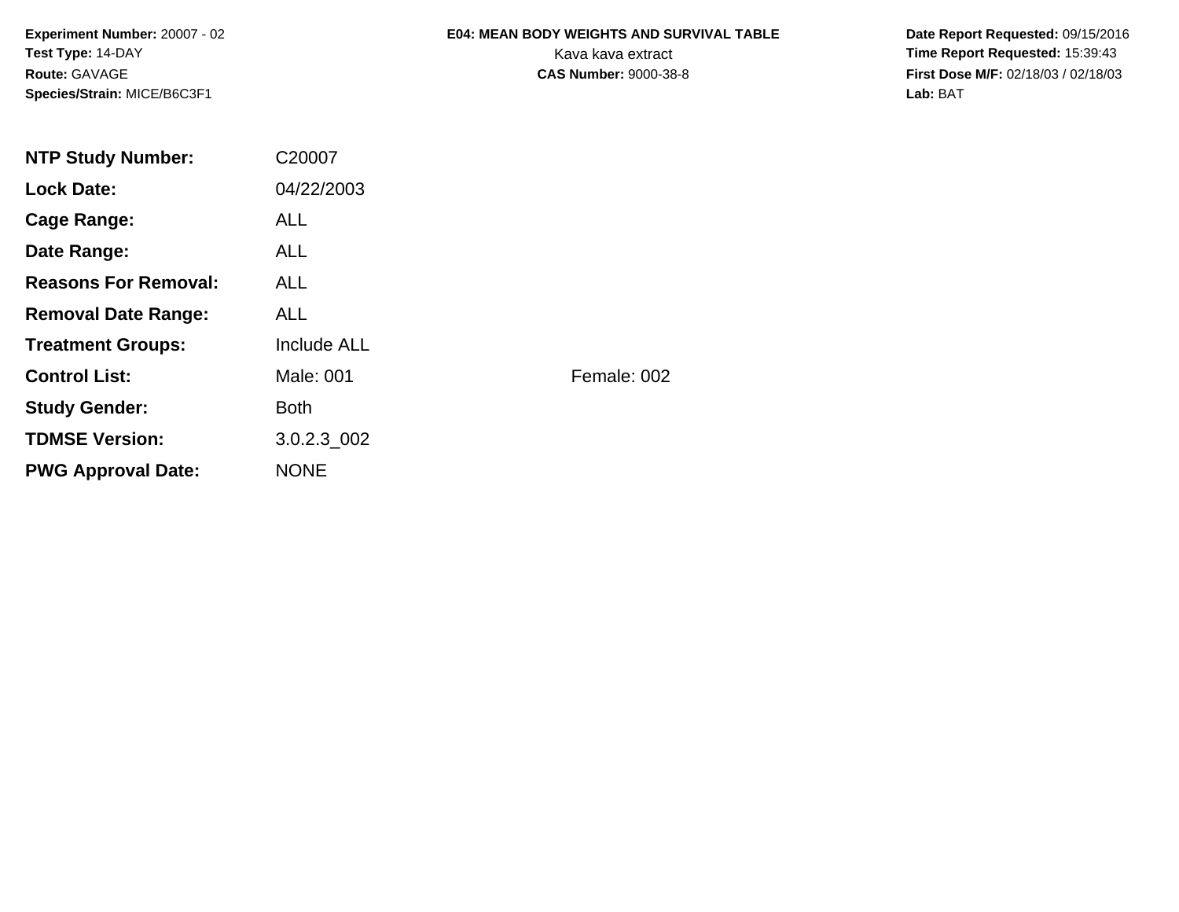**Experiment Number:** 20007 - 02
**Test Type:** 14-DAY
**Route:** GAVAGE
**Species/Strain:** MICE/B6C3F1

**E04: MEAN BODY WEIGHTS AND SURVIVAL TABLE**
Kava kava extract
**CAS Number:** 9000-38-8

**Date Report Requested:** 09/15/2016
**Time Report Requested:** 15:39:43
**First Dose M/F:** 02/18/03 / 02/18/03
**Lab:** BAT

| | | |
|---|---|---|
| **NTP Study Number:** | C20007 | |
| **Lock Date:** | 04/22/2003 | |
| **Cage Range:** | ALL | |
| **Date Range:** | ALL | |
| **Reasons For Removal:** | ALL | |
| **Removal Date Range:** | ALL | |
| **Treatment Groups:** | Include ALL | |
| **Control List:** | Male: 001 | Female: 002 |
| **Study Gender:** | Both | |
| **TDMSE Version:** | 3.0.2.3_002 | |
| **PWG Approval Date:** | NONE | |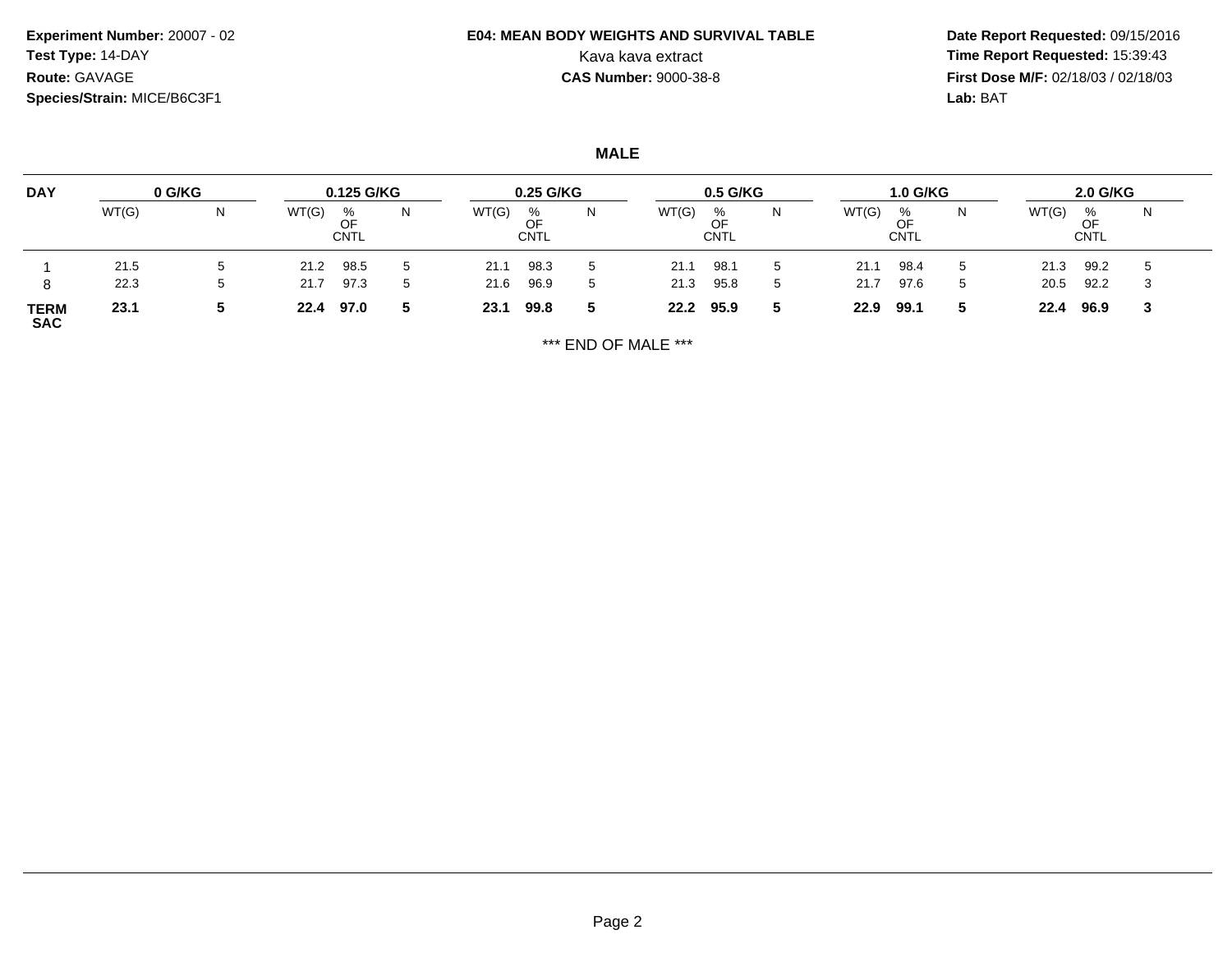**Experiment Number:** 20007 - 02
**Test Type:** 14-DAY
**Route:** GAVAGE
**Species/Strain:** MICE/B6C3F1

**E04: MEAN BODY WEIGHTS AND SURVIVAL TABLE**
Kava kava extract
**CAS Number:** 9000-38-8

**Date Report Requested:** 09/15/2016
**Time Report Requested:** 15:39:43
**First Dose M/F:** 02/18/03 / 02/18/03
**Lab:** BAT

## MALE

| DAY | 0 G/KG | | 0.125 G/KG | | | 0.25 G/KG | | | 0.5 G/KG | | | 1.0 G/KG | | | 2.0 G/KG | | |
|---|---|---|---|---|---|---|---|---|---|---|---|---|---|---|---|---|---|
| | WT(G) | N | WT(G) | % OF CNTL | N | WT(G) | % OF CNTL | N | WT(G) | % OF CNTL | N | WT(G) | % OF CNTL | N | WT(G) | % OF CNTL | N |
| 1 | 21.5 | 5 | 21.2 | 98.5 | 5 | 21.1 | 98.3 | 5 | 21.1 | 98.1 | 5 | 21.1 | 98.4 | 5 | 21.3 | 99.2 | 5 |
| 8 | 22.3 | 5 | 21.7 | 97.3 | 5 | 21.6 | 96.9 | 5 | 21.3 | 95.8 | 5 | 21.7 | 97.6 | 5 | 20.5 | 92.2 | 3 |
| **TERM SAC** | **23.1** | **5** | **22.4** | **97.0** | **5** | **23.1** | **99.8** | **5** | **22.2** | **95.9** | **5** | **22.9** | **99.1** | **5** | **22.4** | **96.9** | **3** |

*** END OF MALE ***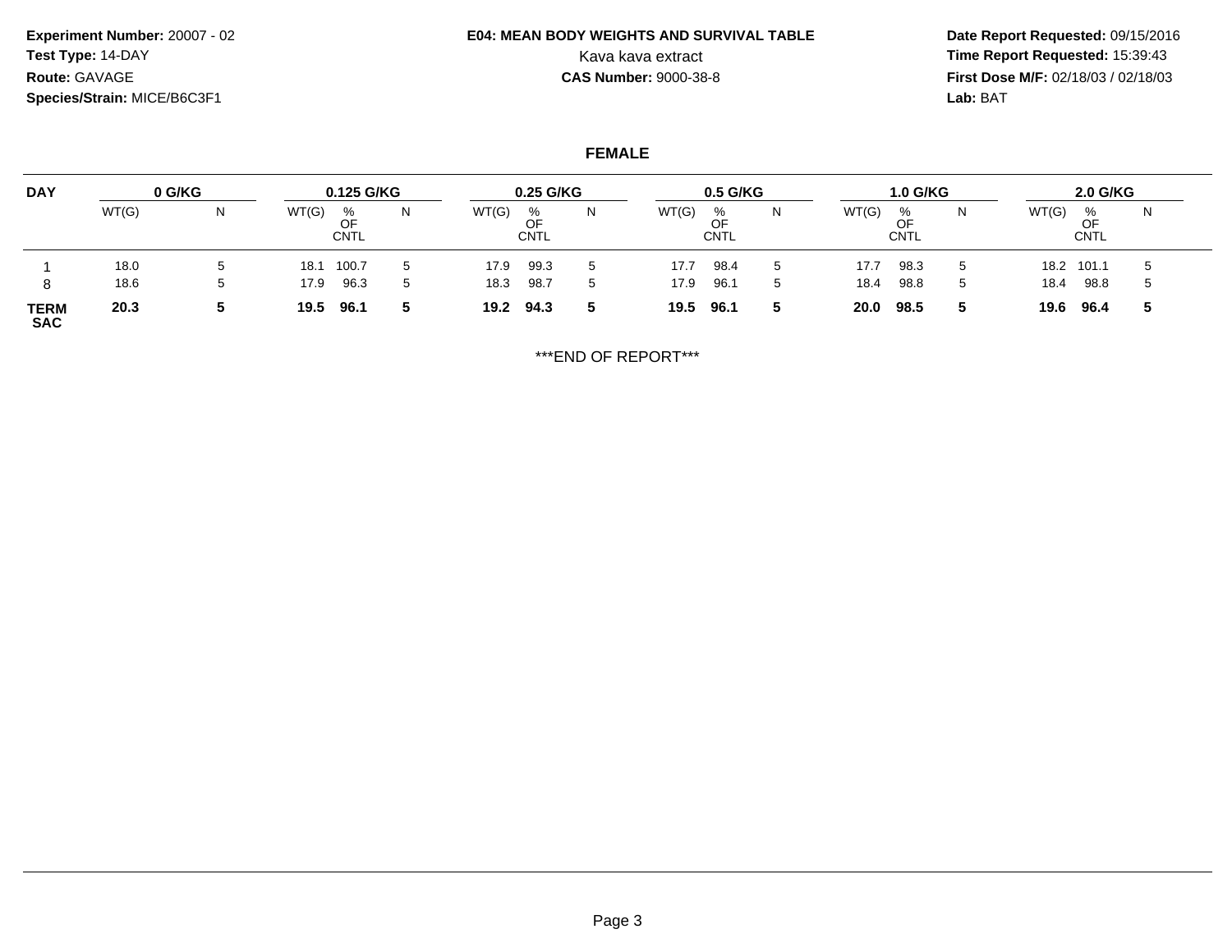**Experiment Number:** 20007 - 02
**Test Type:** 14-DAY
**Route:** GAVAGE
**Species/Strain:** MICE/B6C3F1

**E04: MEAN BODY WEIGHTS AND SURVIVAL TABLE**
Kava kava extract
**CAS Number:** 9000-38-8

**Date Report Requested:** 09/15/2016
**Time Report Requested:** 15:39:43
**First Dose M/F:** 02/18/03 / 02/18/03
**Lab:** BAT

## FEMALE

| DAY | 0 G/KG | | 0.125 G/KG | | | 0.25 G/KG | | | 0.5 G/KG | | | 1.0 G/KG | | | 2.0 G/KG | | |
|---|---|---|---|---|---|---|---|---|---|---|---|---|---|---|---|---|---|
| | WT(G) | N | WT(G) | % OF CNTL | N | WT(G) | % OF CNTL | N | WT(G) | % OF CNTL | N | WT(G) | % OF CNTL | N | WT(G) | % OF CNTL | N |
| 1 | 18.0 | 5 | 18.1 | 100.7 | 5 | 17.9 | 99.3 | 5 | 17.7 | 98.4 | 5 | 17.7 | 98.3 | 5 | 18.2 | 101.1 | 5 |
| 8 | 18.6 | 5 | 17.9 | 96.3 | 5 | 18.3 | 98.7 | 5 | 17.9 | 96.1 | 5 | 18.4 | 98.8 | 5 | 18.4 | 98.8 | 5 |
| **TERM SAC** | **20.3** | **5** | **19.5** | **96.1** | **5** | **19.2** | **94.3** | **5** | **19.5** | **96.1** | **5** | **20.0** | **98.5** | **5** | **19.6** | **96.4** | **5** |

***END OF REPORT***